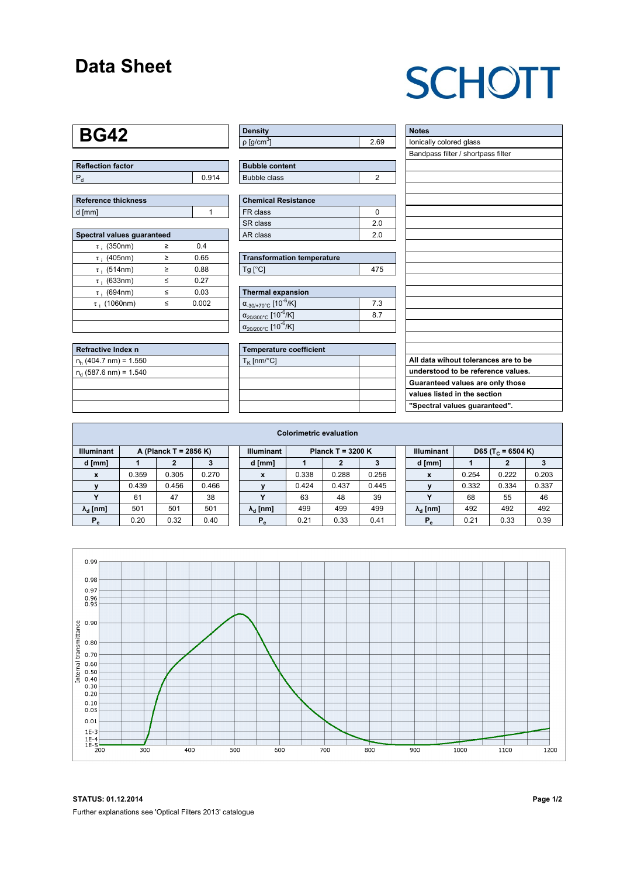# Data Sheet

SCHOTT

## BG42

| Reflection factor | |
|---|---|
| $P_d$ | 0.914 |

| Reference thickness | |
|---|---|
| d [mm] | 1 |

| Spectral values guaranteed | | |
|---|---|---|
| $\tau_i$ (350nm) | ≥ | 0.4 |
| $\tau_i$ (405nm) | ≥ | 0.65 |
| $\tau_i$ (514nm) | ≥ | 0.88 |
| $\tau_i$ (633nm) | ≤ | 0.27 |
| $\tau_i$ (694nm) | ≤ | 0.03 |
| $\tau_i$ (1060nm) | ≤ | 0.002 |

| Refractive Index n |
|---|
| $n_h$ (404.7 nm) = 1.550 |
| $n_d$ (587.6 nm) = 1.540 |

| Density | |
|---|---|
| ρ [g/cm$^3$] | 2.69 |

| Bubble content | |
|---|---|
| Bubble class | 2 |

| Chemical Resistance | |
|---|---|
| FR class | 0 |
| SR class | 2.0 |
| AR class | 2.0 |

| Transformation temperature | |
|---|---|
| Tg [°C] | 475 |

| Thermal expansion | |
|---|---|
| $\alpha_{-30/+70°C}$ [$10^{-6}$/K] | 7.3 |
| $\alpha_{20/300°C}$ [$10^{-6}$/K] | 8.7 |
| $\alpha_{20/200°C}$ [$10^{-6}$/K] | |

| Temperature coefficient | |
|---|---|
| $T_K$ [nm/°C] | |

| Notes |
|---|
| Ionically colored glass |
| Bandpass filter / shortpass filter |

**All data wihout tolerances are to be understood to be reference values. Guaranteed values are only those values listed in the section "Spectral values guaranteed".**

### Colorimetric evaluation

| Illuminant | A (Planck T = 2856 K) | | | Illuminant | Planck T = 3200 K | | | Illuminant | D65 ($T_c$ = 6504 K) | | |
|---|---|---|---|---|---|---|---|---|---|---|---|
| d [mm] | 1 | 2 | 3 | d [mm] | 1 | 2 | 3 | d [mm] | 1 | 2 | 3 |
| x | 0.359 | 0.305 | 0.270 | x | 0.338 | 0.288 | 0.256 | x | 0.254 | 0.222 | 0.203 |
| y | 0.439 | 0.456 | 0.466 | y | 0.424 | 0.437 | 0.445 | y | 0.332 | 0.334 | 0.337 |
| Y | 61 | 47 | 38 | Y | 63 | 48 | 39 | Y | 68 | 55 | 46 |
| $\lambda_d$ [nm] | 501 | 501 | 501 | $\lambda_d$ [nm] | 499 | 499 | 499 | $\lambda_d$ [nm] | 492 | 492 | 492 |
| $P_e$ | 0.20 | 0.32 | 0.40 | $P_e$ | 0.21 | 0.33 | 0.41 | $P_e$ | 0.21 | 0.33 | 0.39 |

Internal transmittance

0.99
0.98
0.97
0.96
0.95
0.90
0.80
0.70
0.60
0.50
0.40
0.30
0.20
0.10
0.05
0.01
1E-3
1E-4
1E-5

200 300 400 500 600 700 800 900 1000 1100 1200

**STATUS: 01.12.2014**

Further explanations see 'Optical Filters 2013' catalogue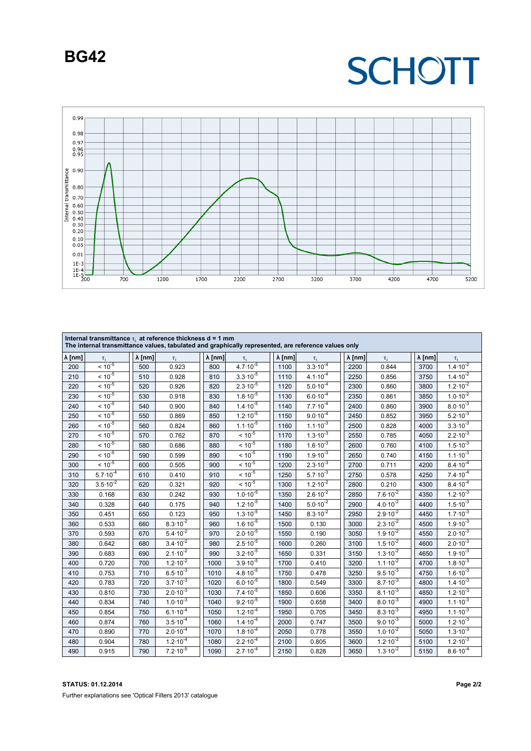# BG42

SCHOTT

0.99
0.98
0.97
0.96
0.95
0.90
0.80
0.70
0.60
0.50
0.40
0.30
0.20
0.10
0.05
0.01
1E-3
1E-4
1E-5

Internal transmittance

200 700 1200 1700 2200 2700 3200 3700 4200 4700 5200

**Internal transmittance $\tau_i$ at reference thickness d = 1 mm**
**The internal transmittance values, tabulated and graphically represented, are reference values only**

| λ [nm] | $\tau_i$ | λ [nm] | $\tau_i$ | λ [nm] | $\tau_i$ | λ [nm] | $\tau_i$ | λ [nm] | $\tau_i$ | λ [nm] | $\tau_i$ |
|---|---|---|---|---|---|---|---|---|---|---|---|
| 200 | $< 10^{-5}$ | 500 | 0.923 | 800 | $4.7 \cdot 10^{-5}$ | 1100 | $3.3 \cdot 10^{-4}$ | 2200 | 0.844 | 3700 | $1.4 \cdot 10^{-2}$ |
| 210 | $< 10^{-5}$ | 510 | 0.928 | 810 | $3.3 \cdot 10^{-5}$ | 1110 | $4.1 \cdot 10^{-4}$ | 2250 | 0.856 | 3750 | $1.4 \cdot 10^{-2}$ |
| 220 | $< 10^{-5}$ | 520 | 0.926 | 820 | $2.3 \cdot 10^{-5}$ | 1120 | $5.0 \cdot 10^{-4}$ | 2300 | 0.860 | 3800 | $1.2 \cdot 10^{-2}$ |
| 230 | $< 10^{-5}$ | 530 | 0.918 | 830 | $1.8 \cdot 10^{-5}$ | 1130 | $6.0 \cdot 10^{-4}$ | 2350 | 0.861 | 3850 | $1.0 \cdot 10^{-2}$ |
| 240 | $< 10^{-5}$ | 540 | 0.900 | 840 | $1.4 \cdot 10^{-5}$ | 1140 | $7.7 \cdot 10^{-4}$ | 2400 | 0.860 | 3900 | $8.0 \cdot 10^{-3}$ |
| 250 | $< 10^{-5}$ | 550 | 0.869 | 850 | $1.2 \cdot 10^{-5}$ | 1150 | $9.0 \cdot 10^{-4}$ | 2450 | 0.852 | 3950 | $5.2 \cdot 10^{-3}$ |
| 260 | $< 10^{-5}$ | 560 | 0.824 | 860 | $1.1 \cdot 10^{-5}$ | 1160 | $1.1 \cdot 10^{-3}$ | 2500 | 0.828 | 4000 | $3.3 \cdot 10^{-3}$ |
| 270 | $< 10^{-5}$ | 570 | 0.762 | 870 | $< 10^{-5}$ | 1170 | $1.3 \cdot 10^{-3}$ | 2550 | 0.785 | 4050 | $2.2 \cdot 10^{-3}$ |
| 280 | $< 10^{-5}$ | 580 | 0.686 | 880 | $< 10^{-5}$ | 1180 | $1.6 \cdot 10^{-3}$ | 2600 | 0.760 | 4100 | $1.5 \cdot 10^{-3}$ |
| 290 | $< 10^{-5}$ | 590 | 0.599 | 890 | $< 10^{-5}$ | 1190 | $1.9 \cdot 10^{-3}$ | 2650 | 0.740 | 4150 | $1.1 \cdot 10^{-3}$ |
| 300 | $< 10^{-5}$ | 600 | 0.505 | 900 | $< 10^{-5}$ | 1200 | $2.3 \cdot 10^{-3}$ | 2700 | 0.711 | 4200 | $8.4 \cdot 10^{-4}$ |
| 310 | $5.7 \cdot 10^{-4}$ | 610 | 0.410 | 910 | $< 10^{-5}$ | 1250 | $5.7 \cdot 10^{-3}$ | 2750 | 0.578 | 4250 | $7.4 \cdot 10^{-4}$ |
| 320 | $3.5 \cdot 10^{-2}$ | 620 | 0.321 | 920 | $< 10^{-5}$ | 1300 | $1.2 \cdot 10^{-2}$ | 2800 | 0.210 | 4300 | $8.4 \cdot 10^{-4}$ |
| 330 | 0.168 | 630 | 0.242 | 930 | $1.0 \cdot 10^{-5}$ | 1350 | $2.6 \cdot 10^{-2}$ | 2850 | $7.6 \cdot 10^{-2}$ | 4350 | $1.2 \cdot 10^{-3}$ |
| 340 | 0.328 | 640 | 0.175 | 940 | $1.2 \cdot 10^{-5}$ | 1400 | $5.0 \cdot 10^{-2}$ | 2900 | $4.0 \cdot 10^{-2}$ | 4400 | $1.5 \cdot 10^{-3}$ |
| 350 | 0.451 | 650 | 0.123 | 950 | $1.3 \cdot 10^{-5}$ | 1450 | $8.3 \cdot 10^{-2}$ | 2950 | $2.9 \cdot 10^{-2}$ | 4450 | $1.7 \cdot 10^{-3}$ |
| 360 | 0.533 | 660 | $8.3 \cdot 10^{-2}$ | 960 | $1.6 \cdot 10^{-5}$ | 1500 | 0.130 | 3000 | $2.3 \cdot 10^{-2}$ | 4500 | $1.9 \cdot 10^{-3}$ |
| 370 | 0.593 | 670 | $5.4 \cdot 10^{-2}$ | 970 | $2.0 \cdot 10^{-5}$ | 1550 | 0.190 | 3050 | $1.9 \cdot 10^{-2}$ | 4550 | $2.0 \cdot 10^{-3}$ |
| 380 | 0.642 | 680 | $3.4 \cdot 10^{-2}$ | 980 | $2.5 \cdot 10^{-5}$ | 1600 | 0.260 | 3100 | $1.5 \cdot 10^{-2}$ | 4600 | $2.0 \cdot 10^{-3}$ |
| 390 | 0.683 | 690 | $2.1 \cdot 10^{-2}$ | 990 | $3.2 \cdot 10^{-5}$ | 1650 | 0.331 | 3150 | $1.3 \cdot 10^{-2}$ | 4650 | $1.9 \cdot 10^{-3}$ |
| 400 | 0.720 | 700 | $1.2 \cdot 10^{-2}$ | 1000 | $3.9 \cdot 10^{-5}$ | 1700 | 0.410 | 3200 | $1.1 \cdot 10^{-2}$ | 4700 | $1.8 \cdot 10^{-3}$ |
| 410 | 0.753 | 710 | $6.5 \cdot 10^{-3}$ | 1010 | $4.8 \cdot 10^{-5}$ | 1750 | 0.478 | 3250 | $9.5 \cdot 10^{-3}$ | 4750 | $1.6 \cdot 10^{-3}$ |
| 420 | 0.783 | 720 | $3.7 \cdot 10^{-3}$ | 1020 | $6.0 \cdot 10^{-5}$ | 1800 | 0.549 | 3300 | $8.7 \cdot 10^{-3}$ | 4800 | $1.4 \cdot 10^{-3}$ |
| 430 | 0.810 | 730 | $2.0 \cdot 10^{-3}$ | 1030 | $7.4 \cdot 10^{-5}$ | 1850 | 0.606 | 3350 | $8.1 \cdot 10^{-3}$ | 4850 | $1.2 \cdot 10^{-3}$ |
| 440 | 0.834 | 740 | $1.0 \cdot 10^{-3}$ | 1040 | $9.2 \cdot 10^{-5}$ | 1900 | 0.658 | 3400 | $8.0 \cdot 10^{-3}$ | 4900 | $1.1 \cdot 10^{-3}$ |
| 450 | 0.854 | 750 | $6.1 \cdot 10^{-4}$ | 1050 | $1.2 \cdot 10^{-4}$ | 1950 | 0.705 | 3450 | $8.3 \cdot 10^{-3}$ | 4950 | $1.1 \cdot 10^{-3}$ |
| 460 | 0.874 | 760 | $3.5 \cdot 10^{-4}$ | 1060 | $1.4 \cdot 10^{-4}$ | 2000 | 0.747 | 3500 | $9.0 \cdot 10^{-3}$ | 5000 | $1.2 \cdot 10^{-3}$ |
| 470 | 0.890 | 770 | $2.0 \cdot 10^{-4}$ | 1070 | $1.8 \cdot 10^{-4}$ | 2050 | 0.778 | 3550 | $1.0 \cdot 10^{-2}$ | 5050 | $1.3 \cdot 10^{-3}$ |
| 480 | 0.904 | 780 | $1.2 \cdot 10^{-4}$ | 1080 | $2.2 \cdot 10^{-4}$ | 2100 | 0.805 | 3600 | $1.2 \cdot 10^{-2}$ | 5100 | $1.2 \cdot 10^{-3}$ |
| 490 | 0.915 | 790 | $7.2 \cdot 10^{-5}$ | 1090 | $2.7 \cdot 10^{-4}$ | 2150 | 0.828 | 3650 | $1.3 \cdot 10^{-2}$ | 5150 | $8.6 \cdot 10^{-4}$ |

**STATUS: 01.12.2014**

Further explanations see 'Optical Filters 2013' catalogue